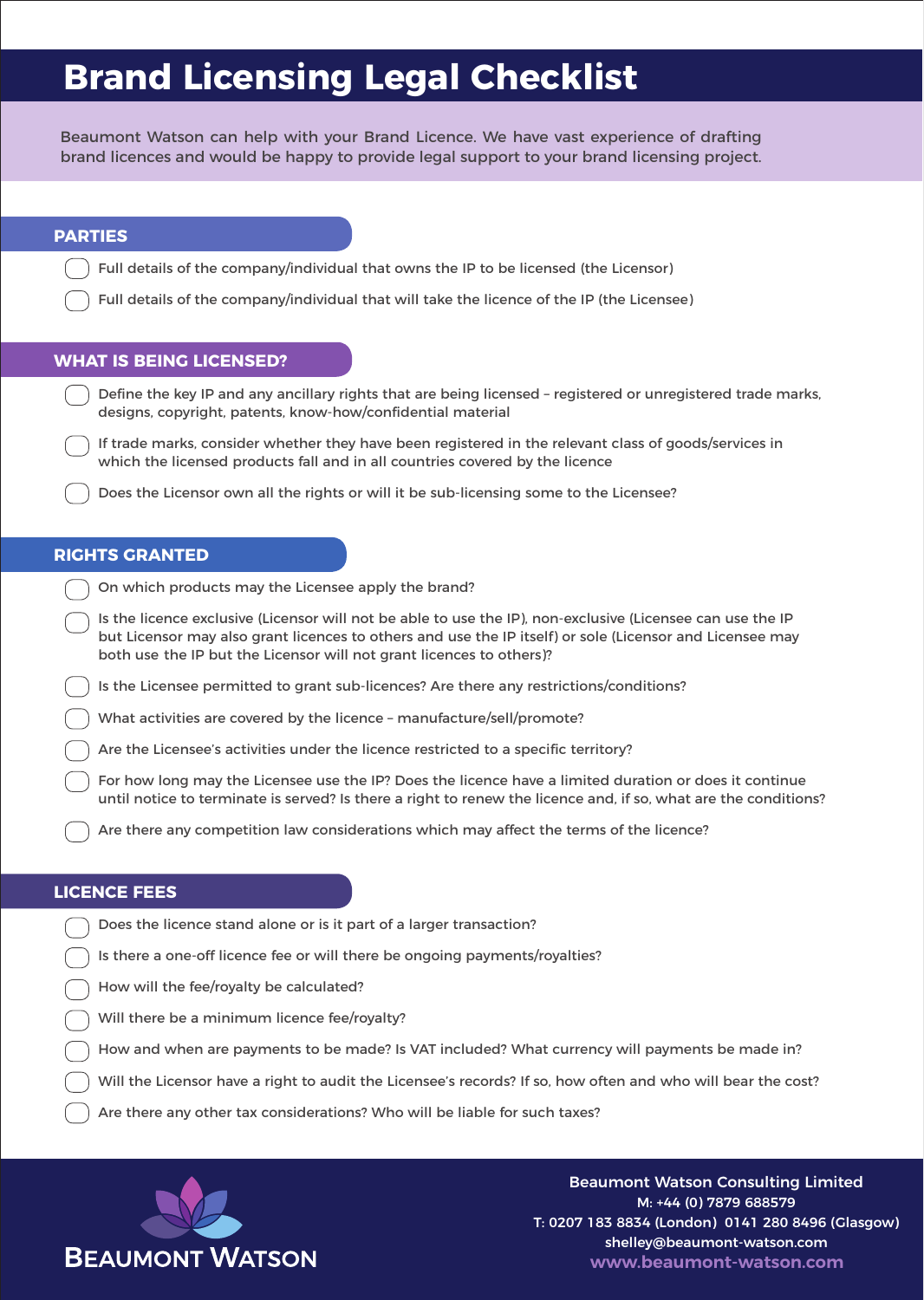# Brand Licensing Legal Checklist

Beaumont Watson can help with your Brand Licence. We have vast experience of drafting brand licences and would be happy to provide legal support to your brand licensing project.

## PARTIES

- [ ] Full details of the company/individual that owns the IP to be licensed (the Licensor)
- [ ] Full details of the company/individual that will take the licence of the IP (the Licensee)

## WHAT IS BEING LICENSED?

- [ ] Define the key IP and any ancillary rights that are being licensed – registered or unregistered trade marks, designs, copyright, patents, know-how/confidential material
- [ ] If trade marks, consider whether they have been registered in the relevant class of goods/services in which the licensed products fall and in all countries covered by the licence
- [ ] Does the Licensor own all the rights or will it be sub-licensing some to the Licensee?

## RIGHTS GRANTED

- [ ] On which products may the Licensee apply the brand?
- [ ] Is the licence exclusive (Licensor will not be able to use the IP), non-exclusive (Licensee can use the IP but Licensor may also grant licences to others and use the IP itself) or sole (Licensor and Licensee may both use the IP but the Licensor will not grant licences to others)?
- [ ] Is the Licensee permitted to grant sub-licences? Are there any restrictions/conditions?
- [ ] What activities are covered by the licence – manufacture/sell/promote?
- [ ] Are the Licensee's activities under the licence restricted to a specific territory?
- [ ] For how long may the Licensee use the IP? Does the licence have a limited duration or does it continue until notice to terminate is served? Is there a right to renew the licence and, if so, what are the conditions?
- [ ] Are there any competition law considerations which may affect the terms of the licence?

## LICENCE FEES

- [ ] Does the licence stand alone or is it part of a larger transaction?
- [ ] Is there a one-off licence fee or will there be ongoing payments/royalties?
- [ ] How will the fee/royalty be calculated?
- [ ] Will there be a minimum licence fee/royalty?
- [ ] How and when are payments to be made? Is VAT included? What currency will payments be made in?
- [ ] Will the Licensor have a right to audit the Licensee's records? If so, how often and who will bear the cost?
- [ ] Are there any other tax considerations? Who will be liable for such taxes?

BEAUMONT WATSON

**Beaumont Watson Consulting Limited**
M: +44 (0) 7879 688579
T: 0207 183 8834 (London) 0141 280 8496 (Glasgow)
shelley@beaumont-watson.com
www.beaumont-watson.com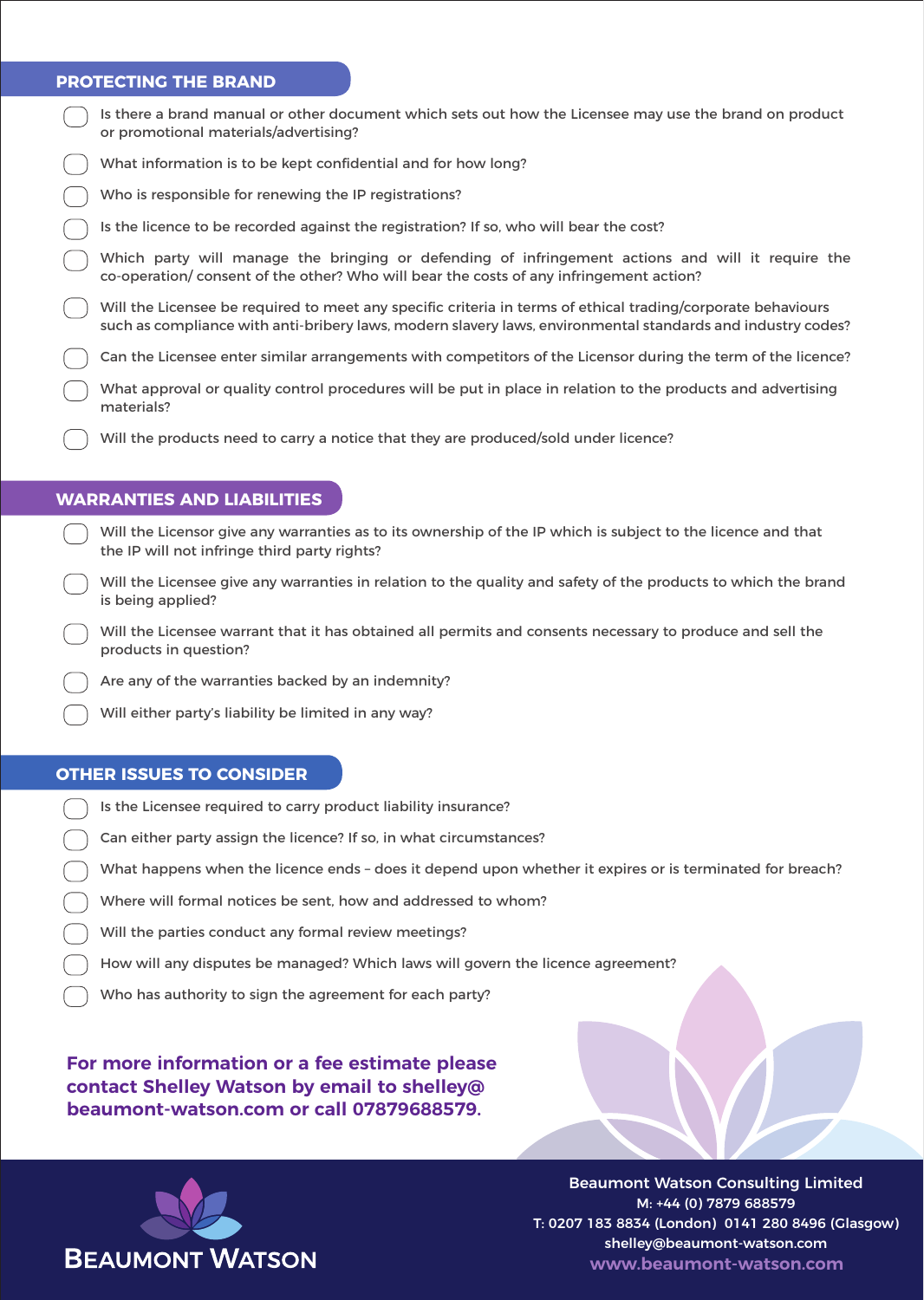## PROTECTING THE BRAND

- [ ] Is there a brand manual or other document which sets out how the Licensee may use the brand on product or promotional materials/advertising?
- [ ] What information is to be kept confidential and for how long?
- [ ] Who is responsible for renewing the IP registrations?
- [ ] Is the licence to be recorded against the registration? If so, who will bear the cost?
- [ ] Which party will manage the bringing or defending of infringement actions and will it require the co-operation/ consent of the other? Who will bear the costs of any infringement action?
- [ ] Will the Licensee be required to meet any specific criteria in terms of ethical trading/corporate behaviours such as compliance with anti-bribery laws, modern slavery laws, environmental standards and industry codes?
- [ ] Can the Licensee enter similar arrangements with competitors of the Licensor during the term of the licence?
- [ ] What approval or quality control procedures will be put in place in relation to the products and advertising materials?
- [ ] Will the products need to carry a notice that they are produced/sold under licence?

## WARRANTIES AND LIABILITIES

- [ ] Will the Licensor give any warranties as to its ownership of the IP which is subject to the licence and that the IP will not infringe third party rights?
- [ ] Will the Licensee give any warranties in relation to the quality and safety of the products to which the brand is being applied?
- [ ] Will the Licensee warrant that it has obtained all permits and consents necessary to produce and sell the products in question?
- [ ] Are any of the warranties backed by an indemnity?
- [ ] Will either party's liability be limited in any way?

## OTHER ISSUES TO CONSIDER

- [ ] Is the Licensee required to carry product liability insurance?
- [ ] Can either party assign the licence? If so, in what circumstances?
- [ ] What happens when the licence ends – does it depend upon whether it expires or is terminated for breach?
- [ ] Where will formal notices be sent, how and addressed to whom?
- [ ] Will the parties conduct any formal review meetings?
- [ ] How will any disputes be managed? Which laws will govern the licence agreement?
- [ ] Who has authority to sign the agreement for each party?

**For more information or a fee estimate please contact Shelley Watson by email to shelley@beaumont-watson.com or call 07879688579.**

BEAUMONT WATSON

**Beaumont Watson Consulting Limited**
M: +44 (0) 7879 688579
T: 0207 183 8834 (London) 0141 280 8496 (Glasgow)
shelley@beaumont-watson.com
www.beaumont-watson.com